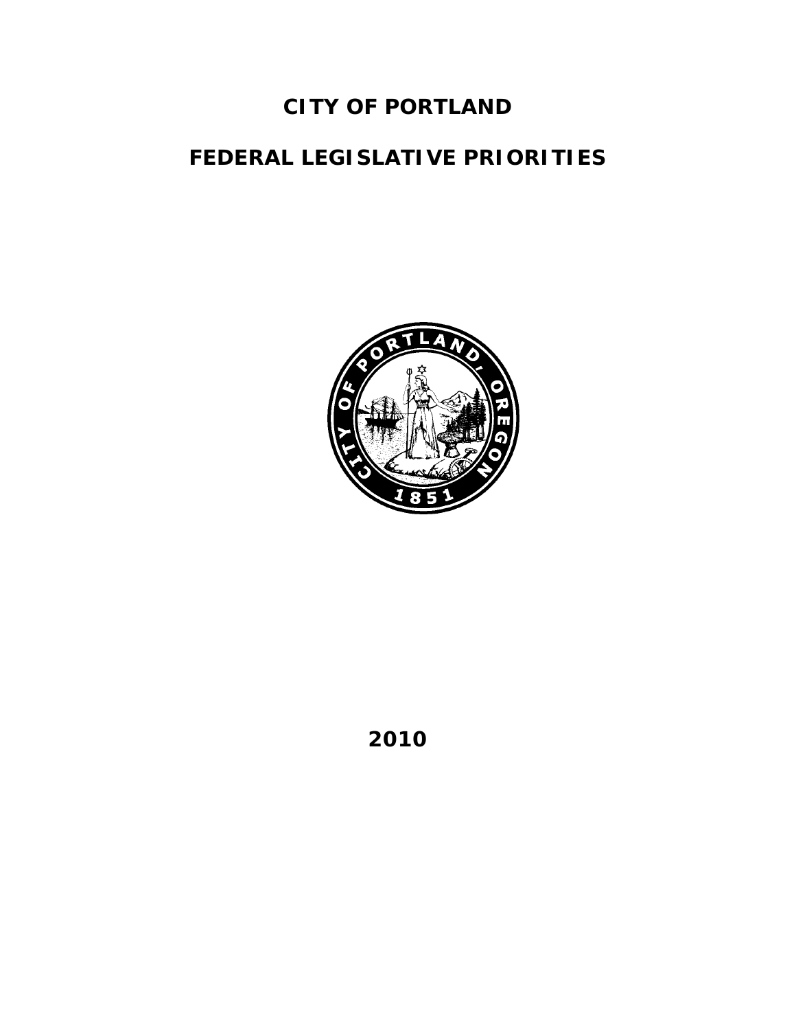# CITY OF PORTLAND

# FEDERAL LEGISLATIVE PRIORITIES

**2010**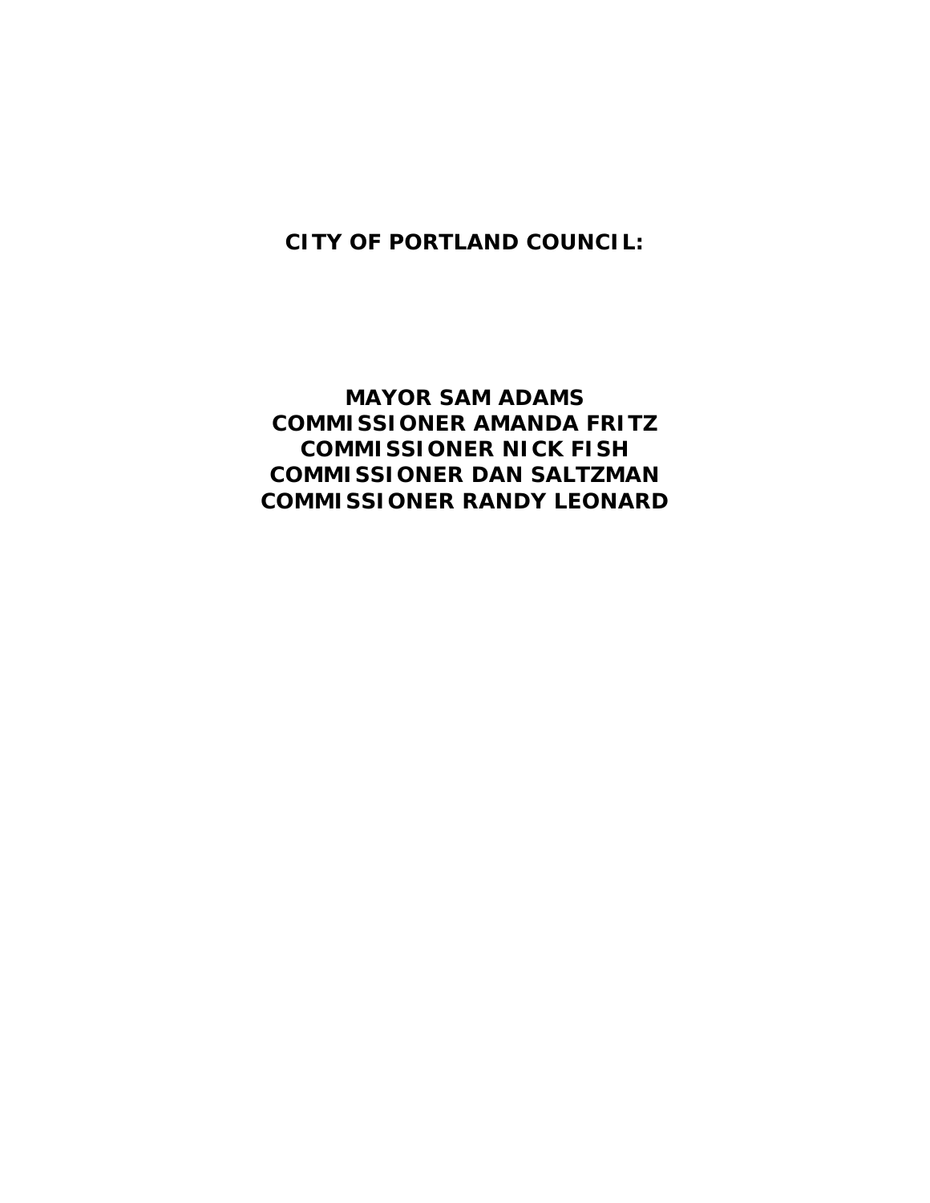**CITY OF PORTLAND COUNCIL:**

**MAYOR SAM ADAMS**
**COMMISSIONER AMANDA FRITZ**
**COMMISSIONER NICK FISH**
**COMMISSIONER DAN SALTZMAN**
**COMMISSIONER RANDY LEONARD**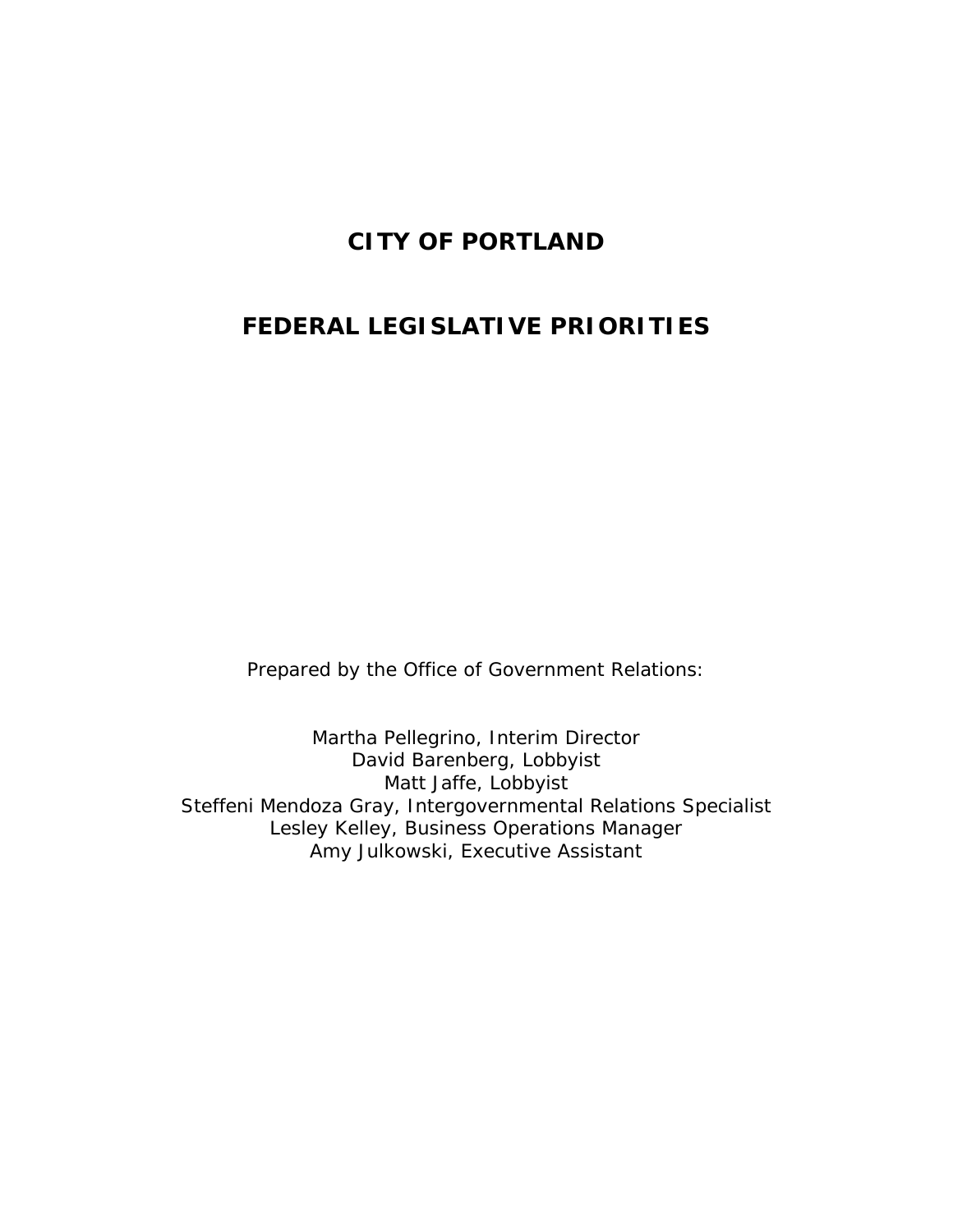# CITY OF PORTLAND

# FEDERAL LEGISLATIVE PRIORITIES

Prepared by the Office of Government Relations:

Martha Pellegrino, Interim Director
David Barenberg, Lobbyist
Matt Jaffe, Lobbyist
Steffeni Mendoza Gray, Intergovernmental Relations Specialist
Lesley Kelley, Business Operations Manager
Amy Julkowski, Executive Assistant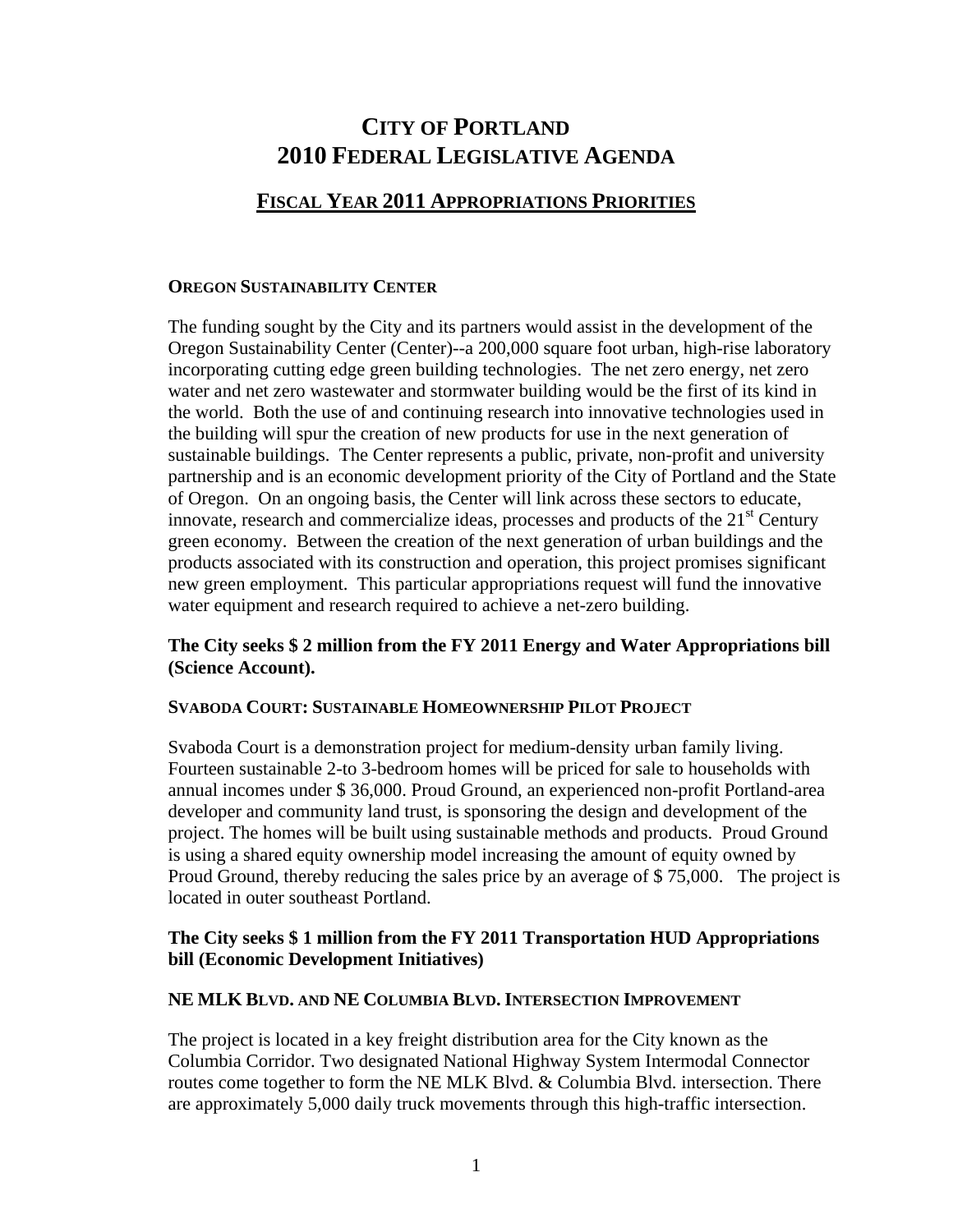# CITY OF PORTLAND
# 2010 FEDERAL LEGISLATIVE AGENDA

## FISCAL YEAR 2011 APPROPRIATIONS PRIORITIES

### OREGON SUSTAINABILITY CENTER

The funding sought by the City and its partners would assist in the development of the Oregon Sustainability Center (Center)--a 200,000 square foot urban, high-rise laboratory incorporating cutting edge green building technologies. The net zero energy, net zero water and net zero wastewater and stormwater building would be the first of its kind in the world. Both the use of and continuing research into innovative technologies used in the building will spur the creation of new products for use in the next generation of sustainable buildings. The Center represents a public, private, non-profit and university partnership and is an economic development priority of the City of Portland and the State of Oregon. On an ongoing basis, the Center will link across these sectors to educate, innovate, research and commercialize ideas, processes and products of the 21st Century green economy. Between the creation of the next generation of urban buildings and the products associated with its construction and operation, this project promises significant new green employment. This particular appropriations request will fund the innovative water equipment and research required to achieve a net-zero building.

**The City seeks $ 2 million from the FY 2011 Energy and Water Appropriations bill (Science Account).**

### SVABODA COURT: SUSTAINABLE HOMEOWNERSHIP PILOT PROJECT

Svaboda Court is a demonstration project for medium-density urban family living. Fourteen sustainable 2-to 3-bedroom homes will be priced for sale to households with annual incomes under $ 36,000. Proud Ground, an experienced non-profit Portland-area developer and community land trust, is sponsoring the design and development of the project. The homes will be built using sustainable methods and products. Proud Ground is using a shared equity ownership model increasing the amount of equity owned by Proud Ground, thereby reducing the sales price by an average of $ 75,000. The project is located in outer southeast Portland.

**The City seeks $ 1 million from the FY 2011 Transportation HUD Appropriations bill (Economic Development Initiatives)**

### NE MLK BLVD. AND NE COLUMBIA BLVD. INTERSECTION IMPROVEMENT

The project is located in a key freight distribution area for the City known as the Columbia Corridor. Two designated National Highway System Intermodal Connector routes come together to form the NE MLK Blvd. & Columbia Blvd. intersection. There are approximately 5,000 daily truck movements through this high-traffic intersection.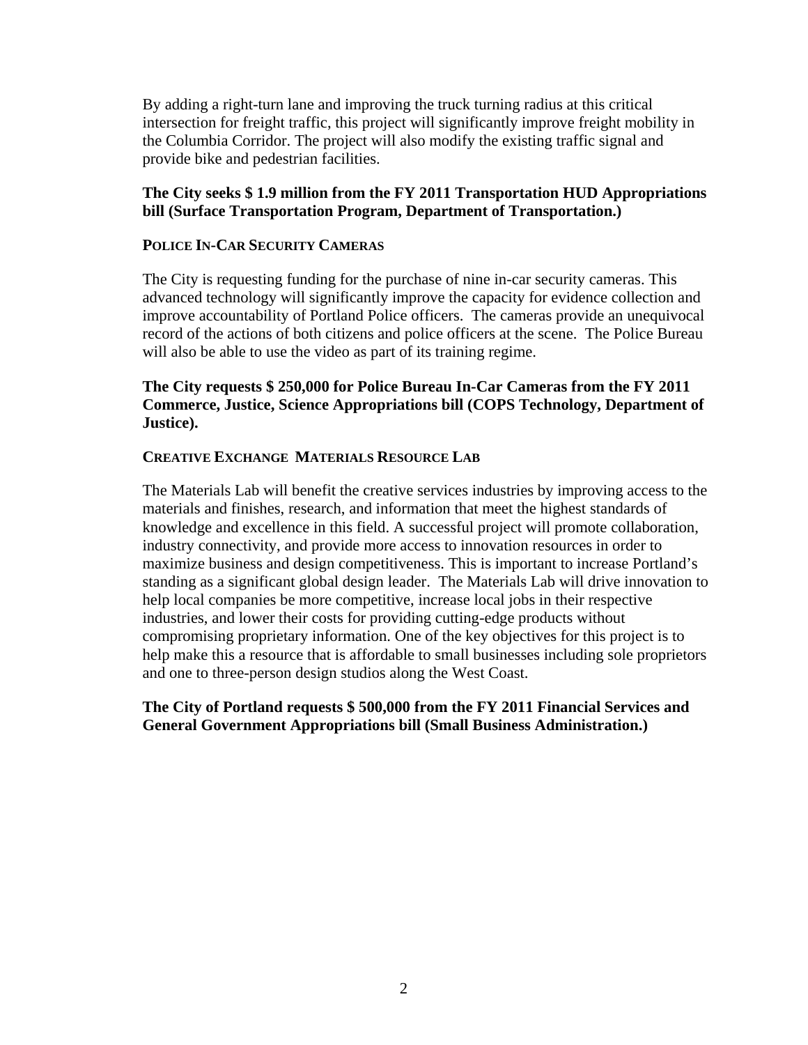By adding a right-turn lane and improving the truck turning radius at this critical intersection for freight traffic, this project will significantly improve freight mobility in the Columbia Corridor. The project will also modify the existing traffic signal and provide bike and pedestrian facilities.

**The City seeks $ 1.9 million from the FY 2011 Transportation HUD Appropriations bill (Surface Transportation Program, Department of Transportation.)**

### POLICE IN-CAR SECURITY CAMERAS

The City is requesting funding for the purchase of nine in-car security cameras. This advanced technology will significantly improve the capacity for evidence collection and improve accountability of Portland Police officers. The cameras provide an unequivocal record of the actions of both citizens and police officers at the scene. The Police Bureau will also be able to use the video as part of its training regime.

**The City requests $ 250,000 for Police Bureau In-Car Cameras from the FY 2011 Commerce, Justice, Science Appropriations bill (COPS Technology, Department of Justice).**

### CREATIVE EXCHANGE MATERIALS RESOURCE LAB

The Materials Lab will benefit the creative services industries by improving access to the materials and finishes, research, and information that meet the highest standards of knowledge and excellence in this field. A successful project will promote collaboration, industry connectivity, and provide more access to innovation resources in order to maximize business and design competitiveness. This is important to increase Portland's standing as a significant global design leader. The Materials Lab will drive innovation to help local companies be more competitive, increase local jobs in their respective industries, and lower their costs for providing cutting-edge products without compromising proprietary information. One of the key objectives for this project is to help make this a resource that is affordable to small businesses including sole proprietors and one to three-person design studios along the West Coast.

**The City of Portland requests $ 500,000 from the FY 2011 Financial Services and General Government Appropriations bill (Small Business Administration.)**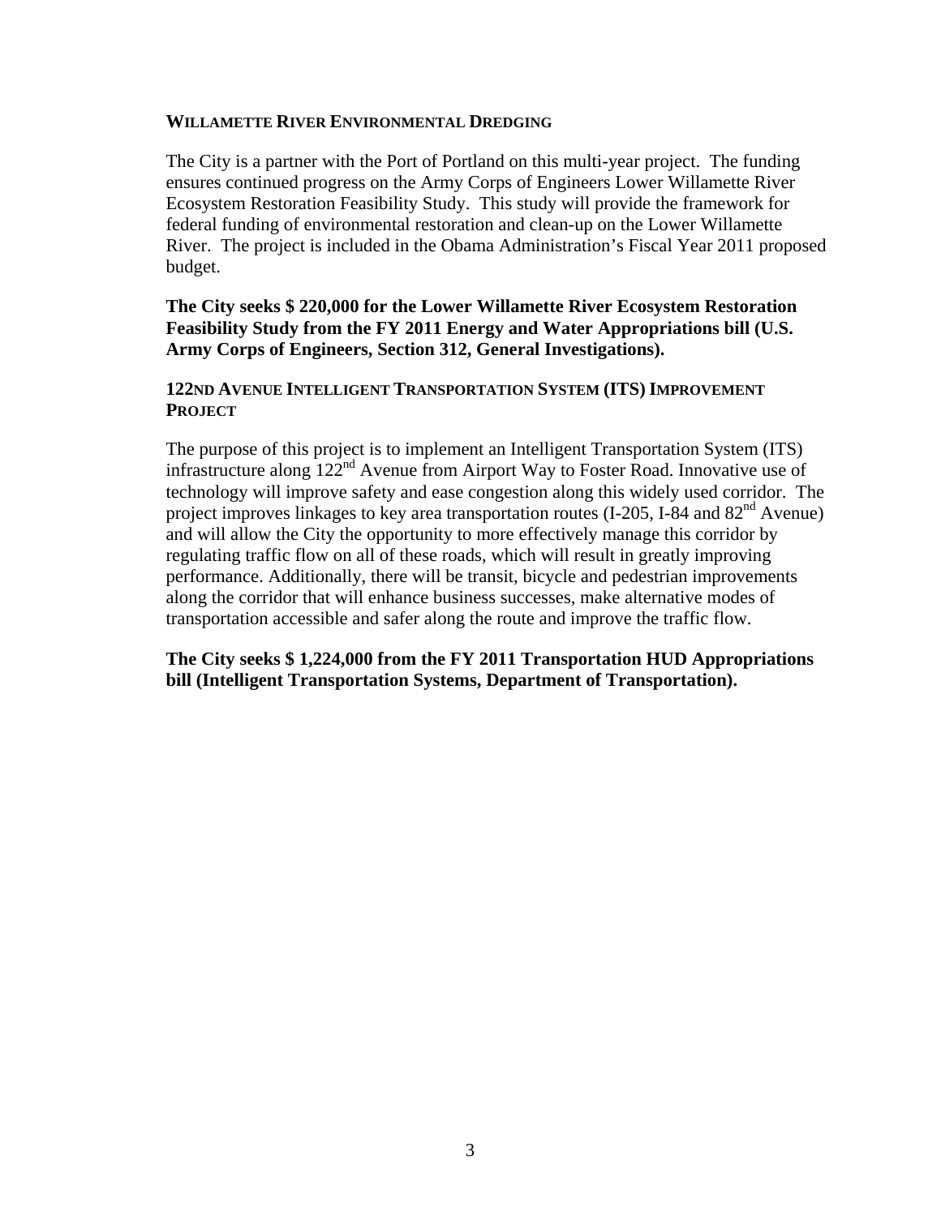### WILLAMETTE RIVER ENVIRONMENTAL DREDGING

The City is a partner with the Port of Portland on this multi-year project. The funding ensures continued progress on the Army Corps of Engineers Lower Willamette River Ecosystem Restoration Feasibility Study. This study will provide the framework for federal funding of environmental restoration and clean-up on the Lower Willamette River. The project is included in the Obama Administration's Fiscal Year 2011 proposed budget.

**The City seeks $ 220,000 for the Lower Willamette River Ecosystem Restoration Feasibility Study from the FY 2011 Energy and Water Appropriations bill (U.S. Army Corps of Engineers, Section 312, General Investigations).**

### 122ND AVENUE INTELLIGENT TRANSPORTATION SYSTEM (ITS) IMPROVEMENT PROJECT

The purpose of this project is to implement an Intelligent Transportation System (ITS) infrastructure along 122nd Avenue from Airport Way to Foster Road. Innovative use of technology will improve safety and ease congestion along this widely used corridor. The project improves linkages to key area transportation routes (I-205, I-84 and 82nd Avenue) and will allow the City the opportunity to more effectively manage this corridor by regulating traffic flow on all of these roads, which will result in greatly improving performance. Additionally, there will be transit, bicycle and pedestrian improvements along the corridor that will enhance business successes, make alternative modes of transportation accessible and safer along the route and improve the traffic flow.

**The City seeks $ 1,224,000 from the FY 2011 Transportation HUD Appropriations bill (Intelligent Transportation Systems, Department of Transportation).**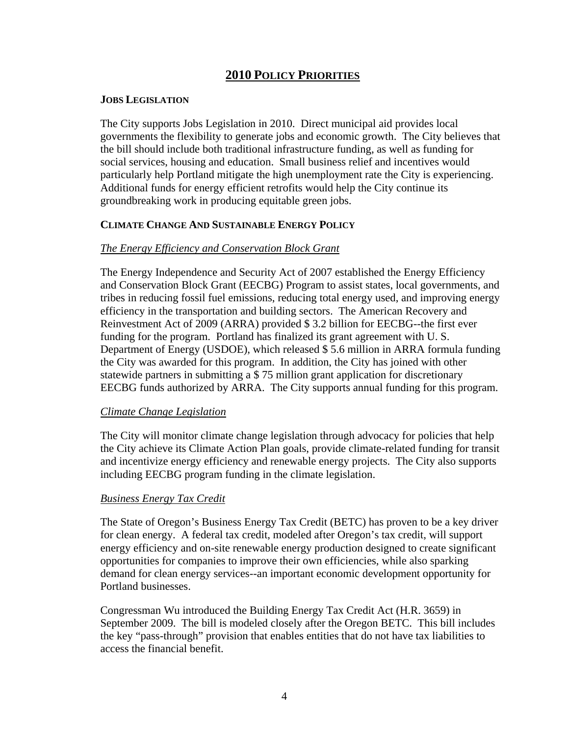# 2010 POLICY PRIORITIES

## JOBS LEGISLATION

The City supports Jobs Legislation in 2010. Direct municipal aid provides local governments the flexibility to generate jobs and economic growth. The City believes that the bill should include both traditional infrastructure funding, as well as funding for social services, housing and education. Small business relief and incentives would particularly help Portland mitigate the high unemployment rate the City is experiencing. Additional funds for energy efficient retrofits would help the City continue its groundbreaking work in producing equitable green jobs.

## CLIMATE CHANGE AND SUSTAINABLE ENERGY POLICY

### *The Energy Efficiency and Conservation Block Grant*

The Energy Independence and Security Act of 2007 established the Energy Efficiency and Conservation Block Grant (EECBG) Program to assist states, local governments, and tribes in reducing fossil fuel emissions, reducing total energy used, and improving energy efficiency in the transportation and building sectors. The American Recovery and Reinvestment Act of 2009 (ARRA) provided \$ 3.2 billion for EECBG--the first ever funding for the program. Portland has finalized its grant agreement with U. S. Department of Energy (USDOE), which released \$ 5.6 million in ARRA formula funding the City was awarded for this program. In addition, the City has joined with other statewide partners in submitting a \$ 75 million grant application for discretionary EECBG funds authorized by ARRA. The City supports annual funding for this program.

### *Climate Change Legislation*

The City will monitor climate change legislation through advocacy for policies that help the City achieve its Climate Action Plan goals, provide climate-related funding for transit and incentivize energy efficiency and renewable energy projects. The City also supports including EECBG program funding in the climate legislation.

### *Business Energy Tax Credit*

The State of Oregon's Business Energy Tax Credit (BETC) has proven to be a key driver for clean energy. A federal tax credit, modeled after Oregon's tax credit, will support energy efficiency and on-site renewable energy production designed to create significant opportunities for companies to improve their own efficiencies, while also sparking demand for clean energy services--an important economic development opportunity for Portland businesses.

Congressman Wu introduced the Building Energy Tax Credit Act (H.R. 3659) in September 2009. The bill is modeled closely after the Oregon BETC. This bill includes the key "pass-through" provision that enables entities that do not have tax liabilities to access the financial benefit.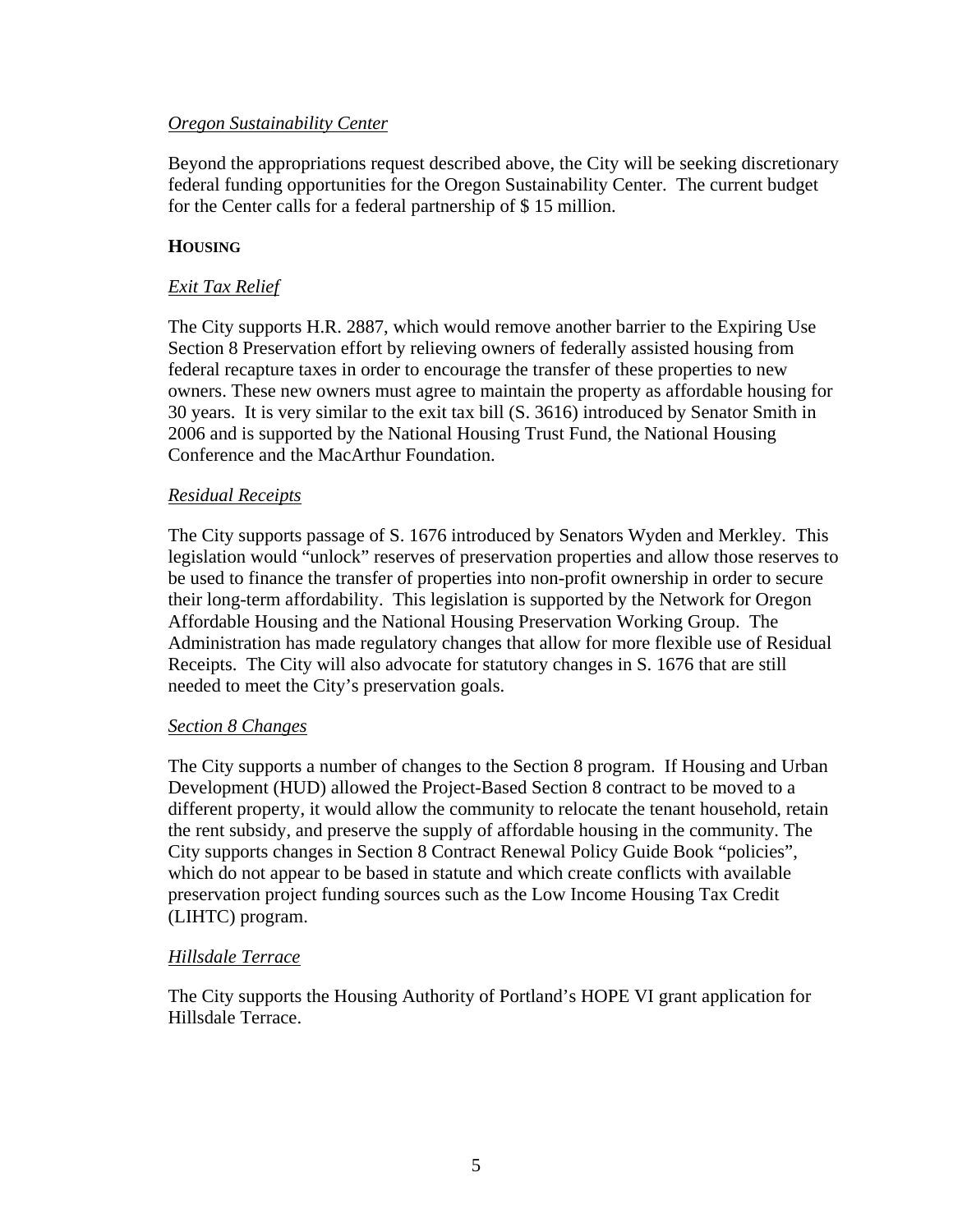*Oregon Sustainability Center*

Beyond the appropriations request described above, the City will be seeking discretionary federal funding opportunities for the Oregon Sustainability Center. The current budget for the Center calls for a federal partnership of $ 15 million.

## HOUSING

*Exit Tax Relief*

The City supports H.R. 2887, which would remove another barrier to the Expiring Use Section 8 Preservation effort by relieving owners of federally assisted housing from federal recapture taxes in order to encourage the transfer of these properties to new owners. These new owners must agree to maintain the property as affordable housing for 30 years. It is very similar to the exit tax bill (S. 3616) introduced by Senator Smith in 2006 and is supported by the National Housing Trust Fund, the National Housing Conference and the MacArthur Foundation.

*Residual Receipts*

The City supports passage of S. 1676 introduced by Senators Wyden and Merkley. This legislation would "unlock" reserves of preservation properties and allow those reserves to be used to finance the transfer of properties into non-profit ownership in order to secure their long-term affordability. This legislation is supported by the Network for Oregon Affordable Housing and the National Housing Preservation Working Group. The Administration has made regulatory changes that allow for more flexible use of Residual Receipts. The City will also advocate for statutory changes in S. 1676 that are still needed to meet the City's preservation goals.

*Section 8 Changes*

The City supports a number of changes to the Section 8 program. If Housing and Urban Development (HUD) allowed the Project-Based Section 8 contract to be moved to a different property, it would allow the community to relocate the tenant household, retain the rent subsidy, and preserve the supply of affordable housing in the community. The City supports changes in Section 8 Contract Renewal Policy Guide Book "policies", which do not appear to be based in statute and which create conflicts with available preservation project funding sources such as the Low Income Housing Tax Credit (LIHTC) program.

*Hillsdale Terrace*

The City supports the Housing Authority of Portland's HOPE VI grant application for Hillsdale Terrace.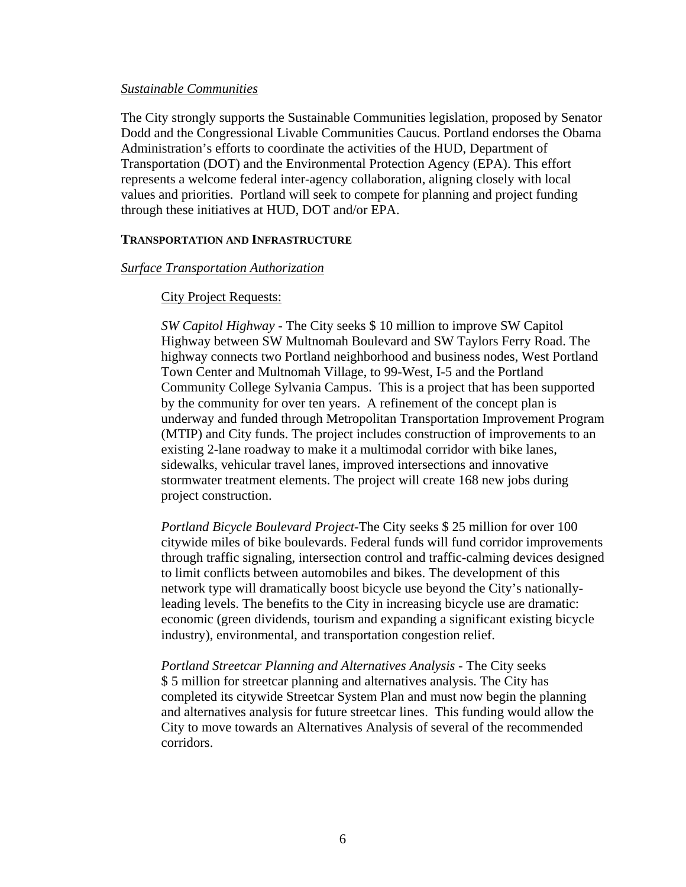*Sustainable Communities*

The City strongly supports the Sustainable Communities legislation, proposed by Senator Dodd and the Congressional Livable Communities Caucus. Portland endorses the Obama Administration's efforts to coordinate the activities of the HUD, Department of Transportation (DOT) and the Environmental Protection Agency (EPA). This effort represents a welcome federal inter-agency collaboration, aligning closely with local values and priorities. Portland will seek to compete for planning and project funding through these initiatives at HUD, DOT and/or EPA.

## TRANSPORTATION AND INFRASTRUCTURE

*Surface Transportation Authorization*

City Project Requests:

*SW Capitol Highway* - The City seeks $ 10 million to improve SW Capitol Highway between SW Multnomah Boulevard and SW Taylors Ferry Road. The highway connects two Portland neighborhood and business nodes, West Portland Town Center and Multnomah Village, to 99-West, I-5 and the Portland Community College Sylvania Campus. This is a project that has been supported by the community for over ten years. A refinement of the concept plan is underway and funded through Metropolitan Transportation Improvement Program (MTIP) and City funds. The project includes construction of improvements to an existing 2-lane roadway to make it a multimodal corridor with bike lanes, sidewalks, vehicular travel lanes, improved intersections and innovative stormwater treatment elements. The project will create 168 new jobs during project construction.

*Portland Bicycle Boulevard Project*-The City seeks $ 25 million for over 100 citywide miles of bike boulevards. Federal funds will fund corridor improvements through traffic signaling, intersection control and traffic-calming devices designed to limit conflicts between automobiles and bikes. The development of this network type will dramatically boost bicycle use beyond the City's nationally-leading levels. The benefits to the City in increasing bicycle use are dramatic: economic (green dividends, tourism and expanding a significant existing bicycle industry), environmental, and transportation congestion relief.

*Portland Streetcar Planning and Alternatives Analysis* - The City seeks $ 5 million for streetcar planning and alternatives analysis. The City has completed its citywide Streetcar System Plan and must now begin the planning and alternatives analysis for future streetcar lines. This funding would allow the City to move towards an Alternatives Analysis of several of the recommended corridors.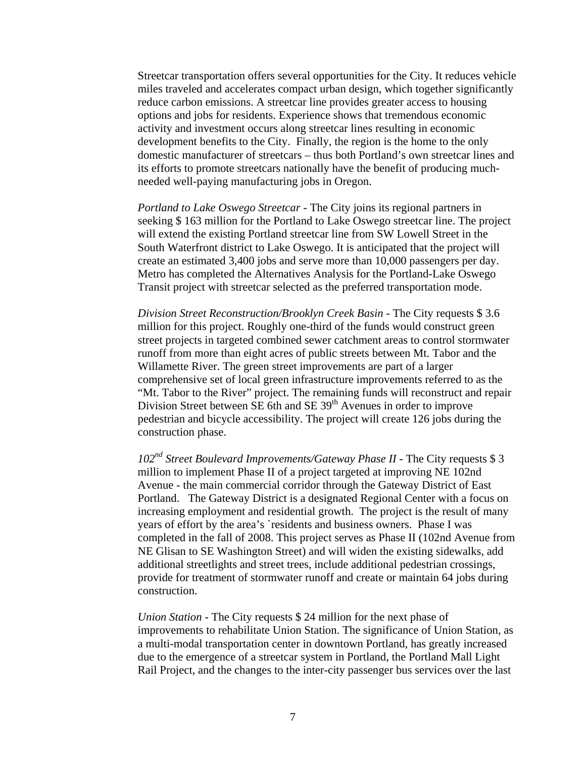Streetcar transportation offers several opportunities for the City. It reduces vehicle miles traveled and accelerates compact urban design, which together significantly reduce carbon emissions. A streetcar line provides greater access to housing options and jobs for residents. Experience shows that tremendous economic activity and investment occurs along streetcar lines resulting in economic development benefits to the City. Finally, the region is the home to the only domestic manufacturer of streetcars – thus both Portland's own streetcar lines and its efforts to promote streetcars nationally have the benefit of producing much-needed well-paying manufacturing jobs in Oregon.

*Portland to Lake Oswego Streetcar* - The City joins its regional partners in seeking $ 163 million for the Portland to Lake Oswego streetcar line. The project will extend the existing Portland streetcar line from SW Lowell Street in the South Waterfront district to Lake Oswego. It is anticipated that the project will create an estimated 3,400 jobs and serve more than 10,000 passengers per day. Metro has completed the Alternatives Analysis for the Portland-Lake Oswego Transit project with streetcar selected as the preferred transportation mode.

*Division Street Reconstruction/Brooklyn Creek Basin* - The City requests $ 3.6 million for this project. Roughly one-third of the funds would construct green street projects in targeted combined sewer catchment areas to control stormwater runoff from more than eight acres of public streets between Mt. Tabor and the Willamette River. The green street improvements are part of a larger comprehensive set of local green infrastructure improvements referred to as the "Mt. Tabor to the River" project. The remaining funds will reconstruct and repair Division Street between SE 6th and SE 39th Avenues in order to improve pedestrian and bicycle accessibility. The project will create 126 jobs during the construction phase.

*102nd Street Boulevard Improvements/Gateway Phase II* - The City requests $ 3 million to implement Phase II of a project targeted at improving NE 102nd Avenue - the main commercial corridor through the Gateway District of East Portland. The Gateway District is a designated Regional Center with a focus on increasing employment and residential growth. The project is the result of many years of effort by the area's `residents and business owners. Phase I was completed in the fall of 2008. This project serves as Phase II (102nd Avenue from NE Glisan to SE Washington Street) and will widen the existing sidewalks, add additional streetlights and street trees, include additional pedestrian crossings, provide for treatment of stormwater runoff and create or maintain 64 jobs during construction.

*Union Station* - The City requests $ 24 million for the next phase of improvements to rehabilitate Union Station. The significance of Union Station, as a multi-modal transportation center in downtown Portland, has greatly increased due to the emergence of a streetcar system in Portland, the Portland Mall Light Rail Project, and the changes to the inter-city passenger bus services over the last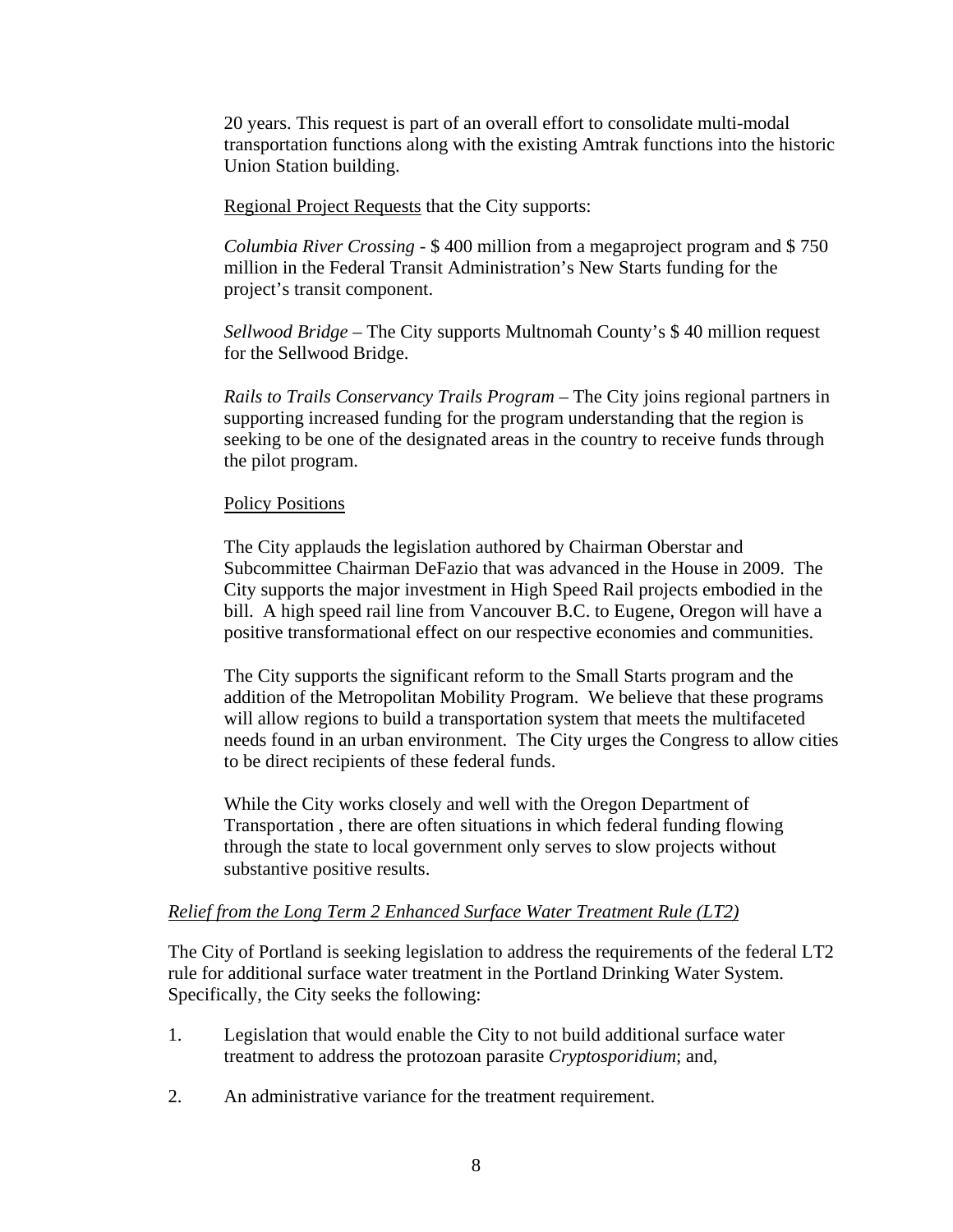20 years. This request is part of an overall effort to consolidate multi-modal transportation functions along with the existing Amtrak functions into the historic Union Station building.

Regional Project Requests that the City supports:

*Columbia River Crossing* - $ 400 million from a megaproject program and $ 750 million in the Federal Transit Administration's New Starts funding for the project's transit component.

*Sellwood Bridge* – The City supports Multnomah County's $ 40 million request for the Sellwood Bridge.

*Rails to Trails Conservancy Trails Program* – The City joins regional partners in supporting increased funding for the program understanding that the region is seeking to be one of the designated areas in the country to receive funds through the pilot program.

Policy Positions

The City applauds the legislation authored by Chairman Oberstar and Subcommittee Chairman DeFazio that was advanced in the House in 2009. The City supports the major investment in High Speed Rail projects embodied in the bill. A high speed rail line from Vancouver B.C. to Eugene, Oregon will have a positive transformational effect on our respective economies and communities.

The City supports the significant reform to the Small Starts program and the addition of the Metropolitan Mobility Program. We believe that these programs will allow regions to build a transportation system that meets the multifaceted needs found in an urban environment. The City urges the Congress to allow cities to be direct recipients of these federal funds.

While the City works closely and well with the Oregon Department of Transportation , there are often situations in which federal funding flowing through the state to local government only serves to slow projects without substantive positive results.

*Relief from the Long Term 2 Enhanced Surface Water Treatment Rule (LT2)*

The City of Portland is seeking legislation to address the requirements of the federal LT2 rule for additional surface water treatment in the Portland Drinking Water System. Specifically, the City seeks the following:

1. Legislation that would enable the City to not build additional surface water treatment to address the protozoan parasite *Cryptosporidium*; and,

2. An administrative variance for the treatment requirement.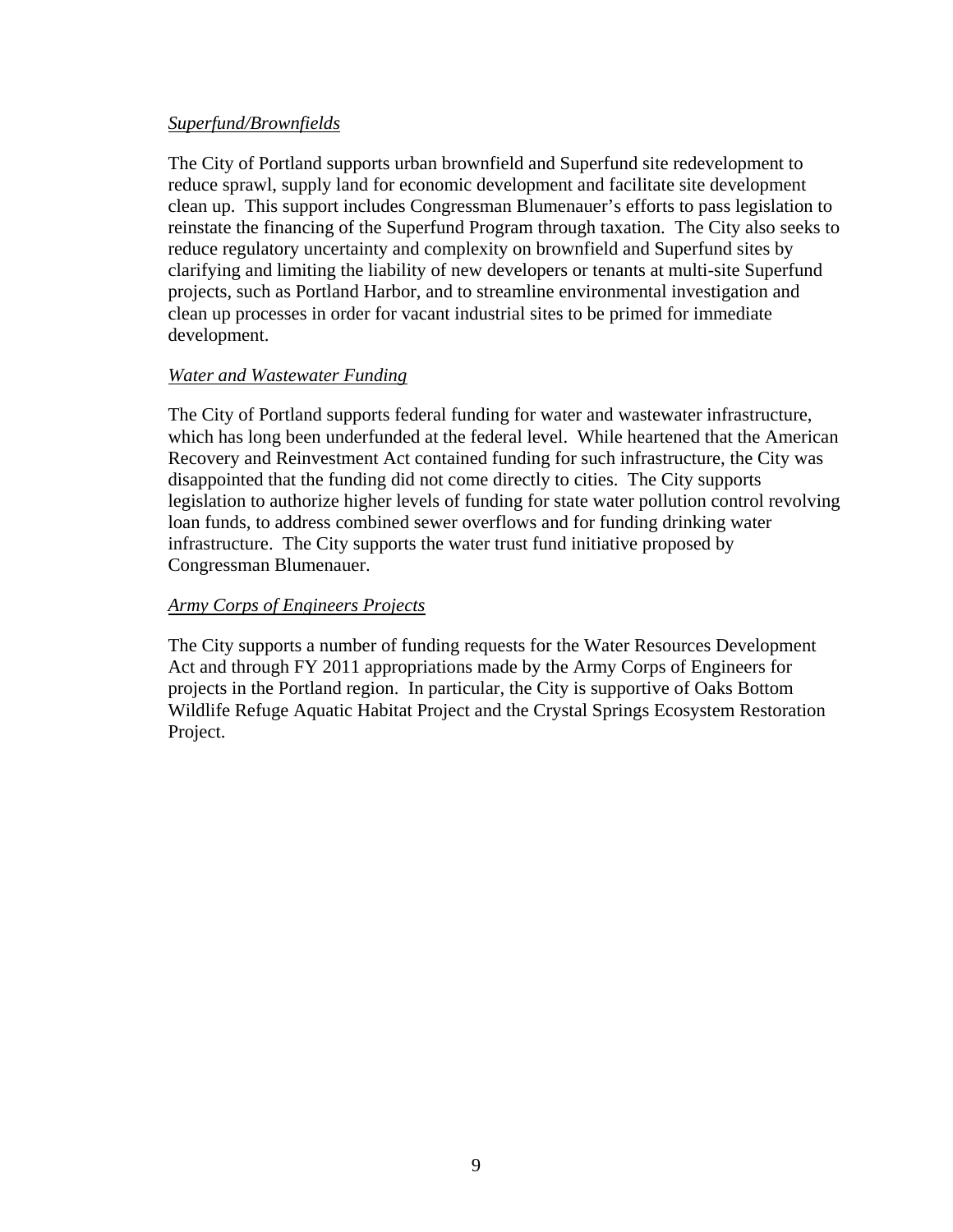*Superfund/Brownfields*

The City of Portland supports urban brownfield and Superfund site redevelopment to reduce sprawl, supply land for economic development and facilitate site development clean up. This support includes Congressman Blumenauer's efforts to pass legislation to reinstate the financing of the Superfund Program through taxation. The City also seeks to reduce regulatory uncertainty and complexity on brownfield and Superfund sites by clarifying and limiting the liability of new developers or tenants at multi-site Superfund projects, such as Portland Harbor, and to streamline environmental investigation and clean up processes in order for vacant industrial sites to be primed for immediate development.

*Water and Wastewater Funding*

The City of Portland supports federal funding for water and wastewater infrastructure, which has long been underfunded at the federal level. While heartened that the American Recovery and Reinvestment Act contained funding for such infrastructure, the City was disappointed that the funding did not come directly to cities. The City supports legislation to authorize higher levels of funding for state water pollution control revolving loan funds, to address combined sewer overflows and for funding drinking water infrastructure. The City supports the water trust fund initiative proposed by Congressman Blumenauer.

*Army Corps of Engineers Projects*

The City supports a number of funding requests for the Water Resources Development Act and through FY 2011 appropriations made by the Army Corps of Engineers for projects in the Portland region. In particular, the City is supportive of Oaks Bottom Wildlife Refuge Aquatic Habitat Project and the Crystal Springs Ecosystem Restoration Project.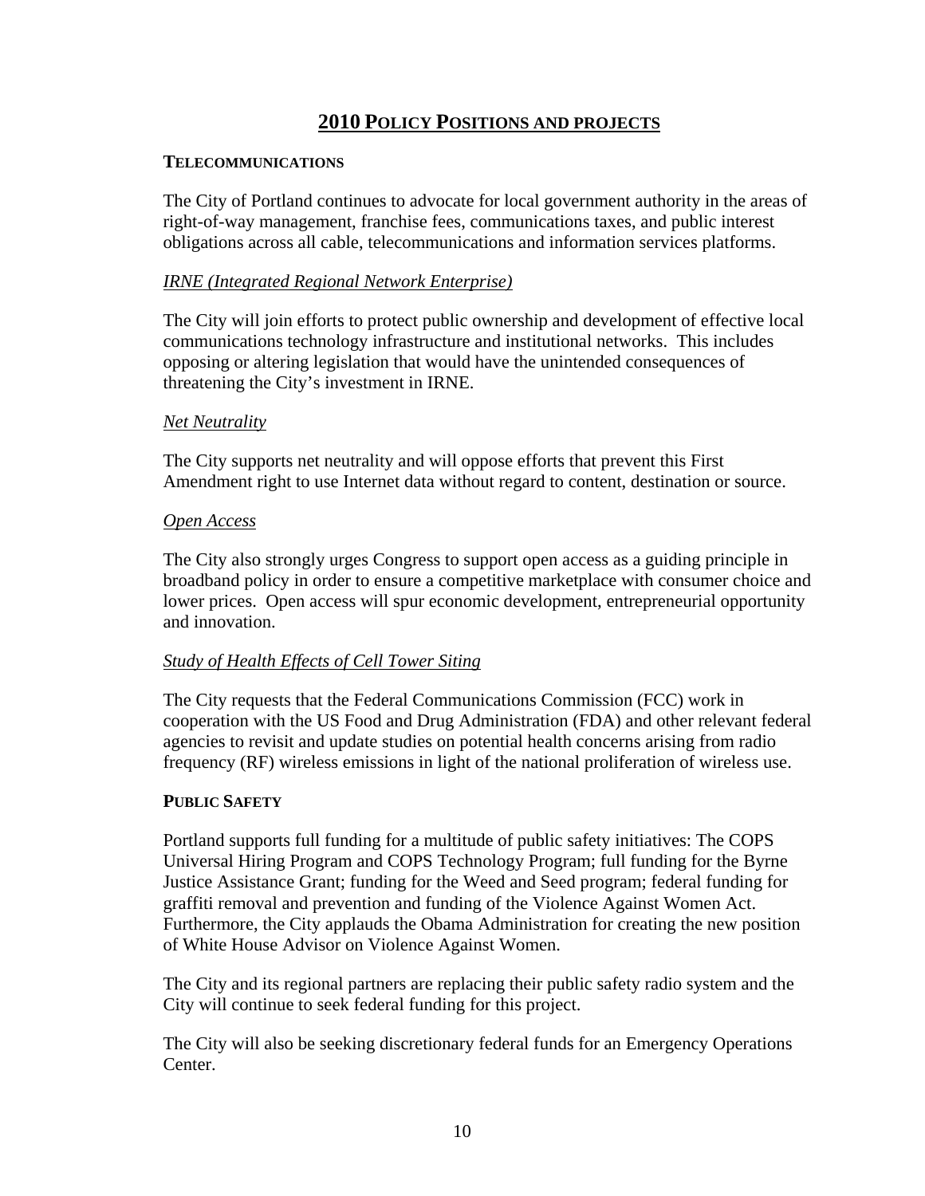# **2010 POLICY POSITIONS AND PROJECTS**

## **TELECOMMUNICATIONS**

The City of Portland continues to advocate for local government authority in the areas of right-of-way management, franchise fees, communications taxes, and public interest obligations across all cable, telecommunications and information services platforms.

### *IRNE (Integrated Regional Network Enterprise)*

The City will join efforts to protect public ownership and development of effective local communications technology infrastructure and institutional networks. This includes opposing or altering legislation that would have the unintended consequences of threatening the City's investment in IRNE.

### *Net Neutrality*

The City supports net neutrality and will oppose efforts that prevent this First Amendment right to use Internet data without regard to content, destination or source.

### *Open Access*

The City also strongly urges Congress to support open access as a guiding principle in broadband policy in order to ensure a competitive marketplace with consumer choice and lower prices. Open access will spur economic development, entrepreneurial opportunity and innovation.

### *Study of Health Effects of Cell Tower Siting*

The City requests that the Federal Communications Commission (FCC) work in cooperation with the US Food and Drug Administration (FDA) and other relevant federal agencies to revisit and update studies on potential health concerns arising from radio frequency (RF) wireless emissions in light of the national proliferation of wireless use.

## **PUBLIC SAFETY**

Portland supports full funding for a multitude of public safety initiatives: The COPS Universal Hiring Program and COPS Technology Program; full funding for the Byrne Justice Assistance Grant; funding for the Weed and Seed program; federal funding for graffiti removal and prevention and funding of the Violence Against Women Act. Furthermore, the City applauds the Obama Administration for creating the new position of White House Advisor on Violence Against Women.

The City and its regional partners are replacing their public safety radio system and the City will continue to seek federal funding for this project.

The City will also be seeking discretionary federal funds for an Emergency Operations Center.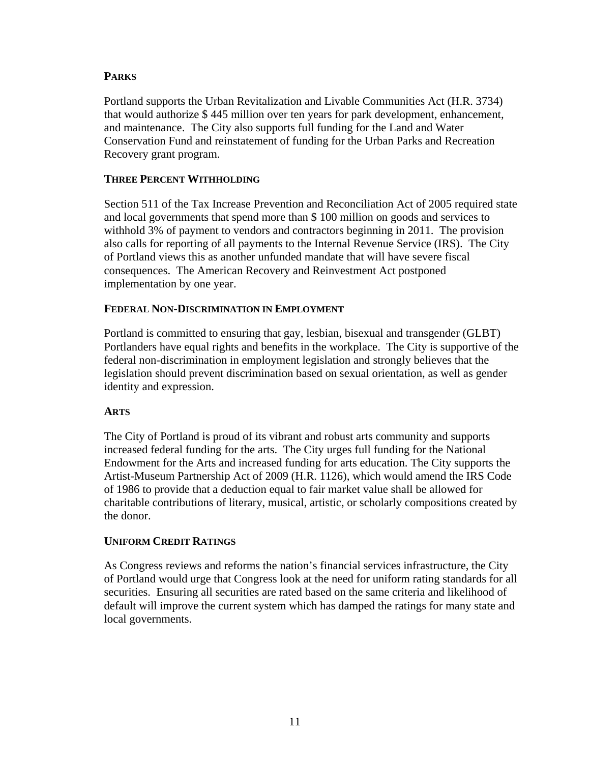**PARKS**

Portland supports the Urban Revitalization and Livable Communities Act (H.R. 3734) that would authorize $ 445 million over ten years for park development, enhancement, and maintenance. The City also supports full funding for the Land and Water Conservation Fund and reinstatement of funding for the Urban Parks and Recreation Recovery grant program.

**THREE PERCENT WITHHOLDING**

Section 511 of the Tax Increase Prevention and Reconciliation Act of 2005 required state and local governments that spend more than $ 100 million on goods and services to withhold 3% of payment to vendors and contractors beginning in 2011. The provision also calls for reporting of all payments to the Internal Revenue Service (IRS). The City of Portland views this as another unfunded mandate that will have severe fiscal consequences. The American Recovery and Reinvestment Act postponed implementation by one year.

**FEDERAL NON-DISCRIMINATION IN EMPLOYMENT**

Portland is committed to ensuring that gay, lesbian, bisexual and transgender (GLBT) Portlanders have equal rights and benefits in the workplace. The City is supportive of the federal non-discrimination in employment legislation and strongly believes that the legislation should prevent discrimination based on sexual orientation, as well as gender identity and expression.

**ARTS**

The City of Portland is proud of its vibrant and robust arts community and supports increased federal funding for the arts. The City urges full funding for the National Endowment for the Arts and increased funding for arts education. The City supports the Artist-Museum Partnership Act of 2009 (H.R. 1126), which would amend the IRS Code of 1986 to provide that a deduction equal to fair market value shall be allowed for charitable contributions of literary, musical, artistic, or scholarly compositions created by the donor.

**UNIFORM CREDIT RATINGS**

As Congress reviews and reforms the nation's financial services infrastructure, the City of Portland would urge that Congress look at the need for uniform rating standards for all securities. Ensuring all securities are rated based on the same criteria and likelihood of default will improve the current system which has damped the ratings for many state and local governments.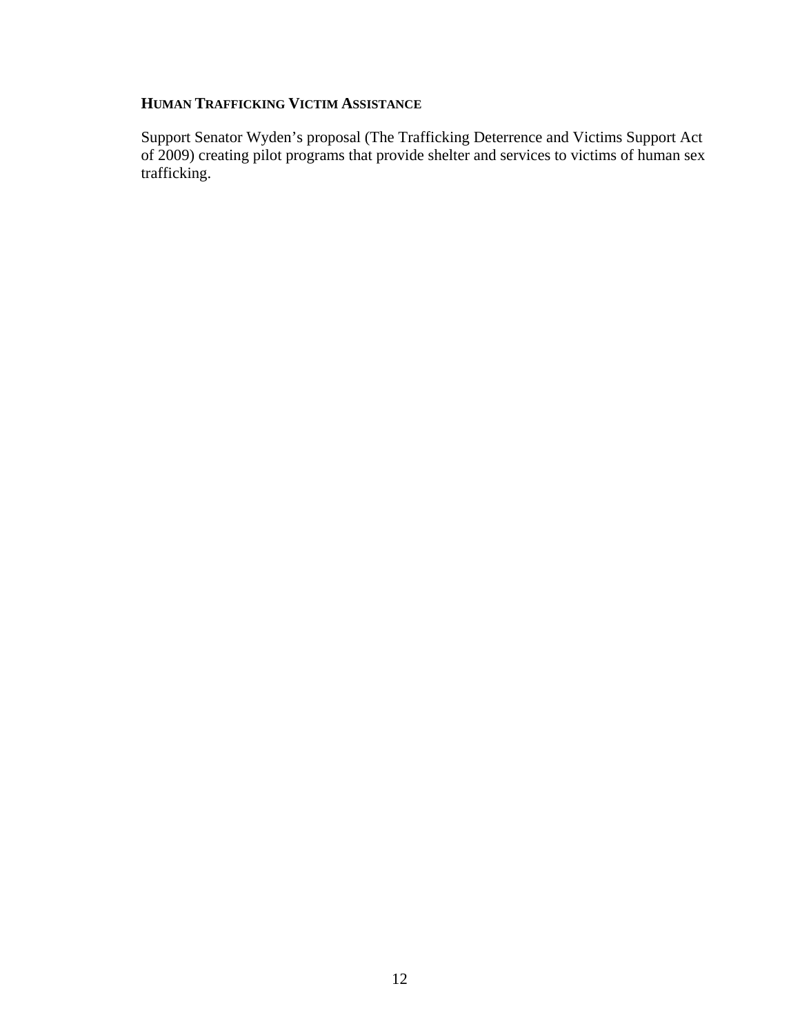**HUMAN TRAFFICKING VICTIM ASSISTANCE**

Support Senator Wyden's proposal (The Trafficking Deterrence and Victims Support Act of 2009) creating pilot programs that provide shelter and services to victims of human sex trafficking.